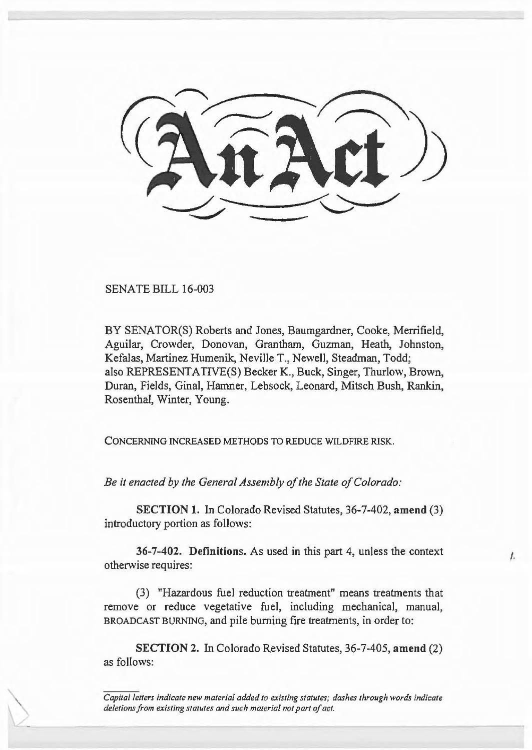# An Act

SENATE BILL 16-003

BY SENATOR(S) Roberts and Jones, Baumgardner, Cooke, Merrifield, Aguilar, Crowder, Donovan, Grantham, Guzman, Heath, Johnston, Kefalas, Martinez Humenik, Neville T., Newell, Steadman, Todd; also REPRESENTATIVE(S) Becker K., Buck, Singer, Thurlow, Brown, Duran, Fields, Ginal, Hamner, Lebsock, Leonard, Mitsch Bush, Rankin, Rosenthal, Winter, Young.

CONCERNING INCREASED METHODS TO REDUCE WILDFIRE RISK.

*Be it enacted by the General Assembly of the State of Colorado:*

**SECTION 1.** In Colorado Revised Statutes, 36-7-402, **amend** (3) introductory portion as follows:

**36-7-402. Definitions.** As used in this part 4, unless the context otherwise requires:

(3) "Hazardous fuel reduction treatment" means treatments that remove or reduce vegetative fuel, including mechanical, manual, BROADCAST BURNING, and pile burning fire treatments, in order to:

**SECTION 2.** In Colorado Revised Statutes, 36-7-405, **amend** (2) as follows:

*Capital letters indicate new material added to existing statutes; dashes through words indicate deletions from existing statutes and such material not part of act.*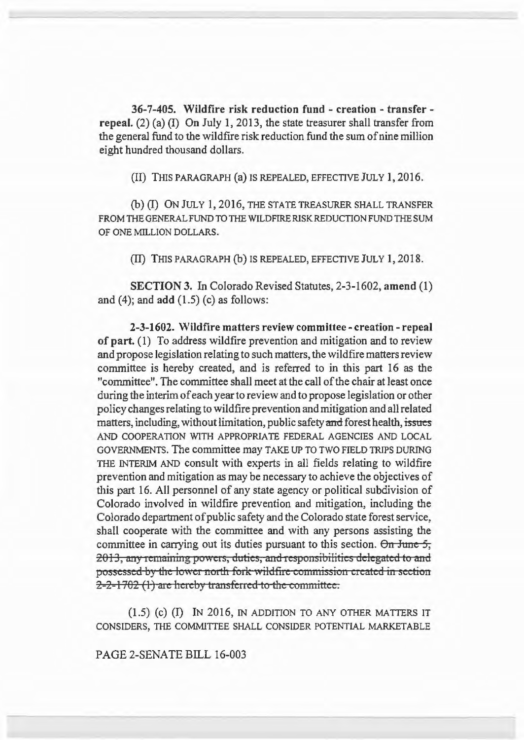**36-7-405. Wildfire risk reduction fund - creation - transfer - repeal.** (2) (a) (I) On July 1, 2013, the state treasurer shall transfer from the general fund to the wildfire risk reduction fund the sum of nine million eight hundred thousand dollars.

(II) THIS PARAGRAPH (a) IS REPEALED, EFFECTIVE JULY 1, 2016.

(b) (I) ON JULY 1, 2016, THE STATE TREASURER SHALL TRANSFER FROM THE GENERAL FUND TO THE WILDFIRE RISK REDUCTION FUND THE SUM OF ONE MILLION DOLLARS.

(II) THIS PARAGRAPH (b) IS REPEALED, EFFECTIVE JULY 1, 2018.

**SECTION 3.** In Colorado Revised Statutes, 2-3-1602, **amend** (1) and (4); and **add** (1.5) (c) as follows:

**2-3-1602. Wildfire matters review committee - creation - repeal of part.** (1) To address wildfire prevention and mitigation and to review and propose legislation relating to such matters, the wildfire matters review committee is hereby created, and is referred to in this part 16 as the "committee". The committee shall meet at the call of the chair at least once during the interim of each year to review and to propose legislation or other policy changes relating to wildfire prevention and mitigation and all related matters, including, without limitation, public safety ~~and~~ forest health, ~~issues~~ AND COOPERATION WITH APPROPRIATE FEDERAL AGENCIES AND LOCAL GOVERNMENTS. The committee may TAKE UP TO TWO FIELD TRIPS DURING THE INTERIM AND consult with experts in all fields relating to wildfire prevention and mitigation as may be necessary to achieve the objectives of this part 16. All personnel of any state agency or political subdivision of Colorado involved in wildfire prevention and mitigation, including the Colorado department of public safety and the Colorado state forest service, shall cooperate with the committee and with any persons assisting the committee in carrying out its duties pursuant to this section. ~~On June 5, 2013, any remaining powers, duties, and responsibilities delegated to and possessed by the lower north fork wildfire commission created in section 2-2-1702 (1) are hereby transferred to the committee.~~

(1.5) (c) (I) IN 2016, IN ADDITION TO ANY OTHER MATTERS IT CONSIDERS, THE COMMITTEE SHALL CONSIDER POTENTIAL MARKETABLE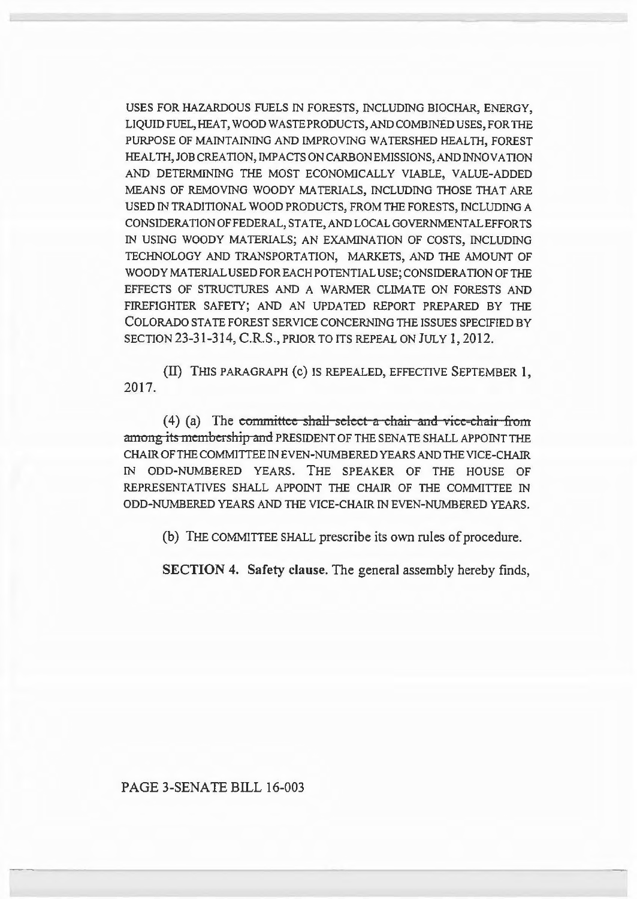USES FOR HAZARDOUS FUELS IN FORESTS, INCLUDING BIOCHAR, ENERGY, LIQUID FUEL, HEAT, WOOD WASTE PRODUCTS, AND COMBINED USES, FOR THE PURPOSE OF MAINTAINING AND IMPROVING WATERSHED HEALTH, FOREST HEALTH, JOB CREATION, IMPACTS ON CARBON EMISSIONS, AND INNOVATION AND DETERMINING THE MOST ECONOMICALLY VIABLE, VALUE-ADDED MEANS OF REMOVING WOODY MATERIALS, INCLUDING THOSE THAT ARE USED IN TRADITIONAL WOOD PRODUCTS, FROM THE FORESTS, INCLUDING A CONSIDERATION OF FEDERAL, STATE, AND LOCAL GOVERNMENTAL EFFORTS IN USING WOODY MATERIALS; AN EXAMINATION OF COSTS, INCLUDING TECHNOLOGY AND TRANSPORTATION, MARKETS, AND THE AMOUNT OF WOODY MATERIAL USED FOR EACH POTENTIAL USE; CONSIDERATION OF THE EFFECTS OF STRUCTURES AND A WARMER CLIMATE ON FORESTS AND FIREFIGHTER SAFETY; AND AN UPDATED REPORT PREPARED BY THE COLORADO STATE FOREST SERVICE CONCERNING THE ISSUES SPECIFIED BY SECTION 23-31-314, C.R.S., PRIOR TO ITS REPEAL ON JULY 1, 2012.

(II) THIS PARAGRAPH (c) IS REPEALED, EFFECTIVE SEPTEMBER 1, 2017.

(4) (a) The ~~committee shall select a chair and vice-chair from among its membership and~~ PRESIDENT OF THE SENATE SHALL APPOINT THE CHAIR OF THE COMMITTEE IN EVEN-NUMBERED YEARS AND THE VICE-CHAIR IN ODD-NUMBERED YEARS. THE SPEAKER OF THE HOUSE OF REPRESENTATIVES SHALL APPOINT THE CHAIR OF THE COMMITTEE IN ODD-NUMBERED YEARS AND THE VICE-CHAIR IN EVEN-NUMBERED YEARS.

(b) THE COMMITTEE SHALL prescribe its own rules of procedure.

**SECTION 4. Safety clause.** The general assembly hereby finds,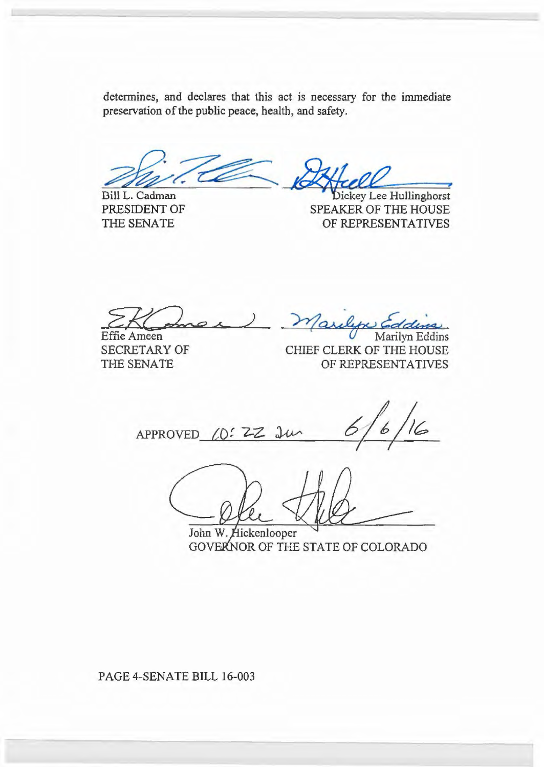determines, and declares that this act is necessary for the immediate preservation of the public peace, health, and safety.

| | |
|---|---|
| Bill L. Cadman | Dickey Lee Hullinghorst |
| PRESIDENT OF THE SENATE | SPEAKER OF THE HOUSE OF REPRESENTATIVES |

| | |
|---|---|
| Effie Ameen | Marilyn Eddins |
| SECRETARY OF THE SENATE | CHIEF CLERK OF THE HOUSE OF REPRESENTATIVES |

APPROVED 10:22 am 6/6/16

John W. Hickenlooper
GOVERNOR OF THE STATE OF COLORADO

PAGE 4-SENATE BILL 16-003